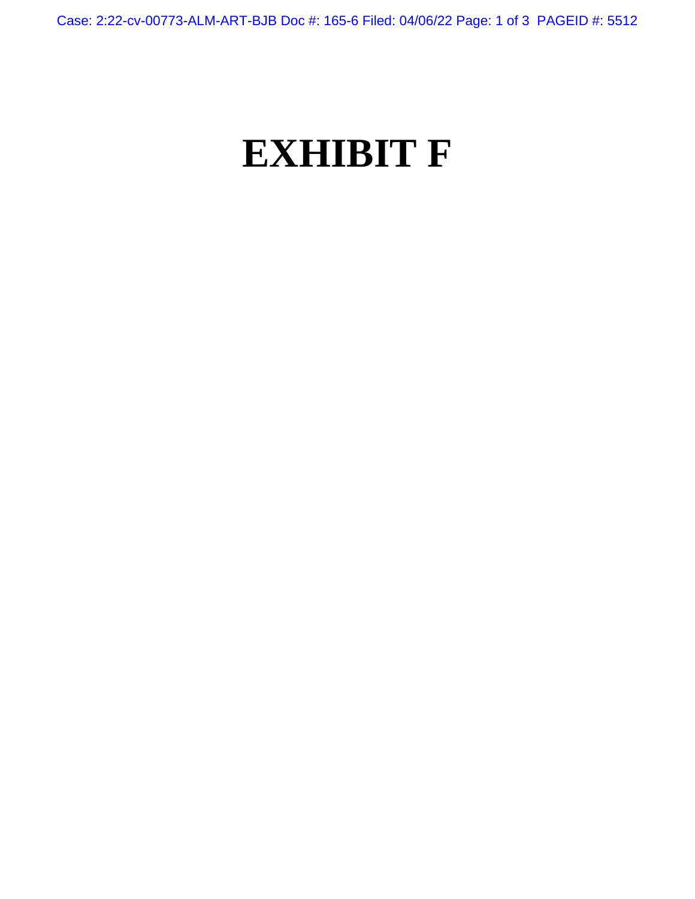# EXHIBIT F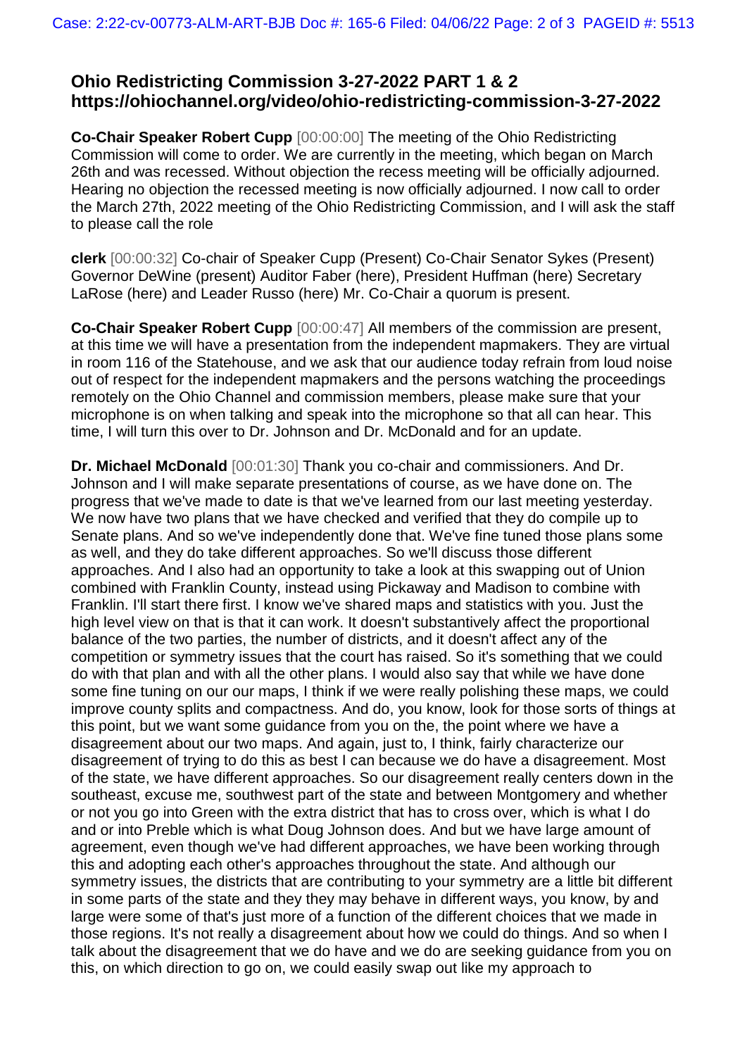## Ohio Redistricting Commission 3-27-2022 PART 1 & 2 https://ohiochannel.org/video/ohio-redistricting-commission-3-27-2022

**Co-Chair Speaker Robert Cupp** [00:00:00] The meeting of the Ohio Redistricting Commission will come to order. We are currently in the meeting, which began on March 26th and was recessed. Without objection the recess meeting will be officially adjourned. Hearing no objection the recessed meeting is now officially adjourned. I now call to order the March 27th, 2022 meeting of the Ohio Redistricting Commission, and I will ask the staff to please call the role

**clerk** [00:00:32] Co-chair of Speaker Cupp (Present) Co-Chair Senator Sykes (Present) Governor DeWine (present) Auditor Faber (here), President Huffman (here) Secretary LaRose (here) and Leader Russo (here) Mr. Co-Chair a quorum is present.

**Co-Chair Speaker Robert Cupp** [00:00:47] All members of the commission are present, at this time we will have a presentation from the independent mapmakers. They are virtual in room 116 of the Statehouse, and we ask that our audience today refrain from loud noise out of respect for the independent mapmakers and the persons watching the proceedings remotely on the Ohio Channel and commission members, please make sure that your microphone is on when talking and speak into the microphone so that all can hear. This time, I will turn this over to Dr. Johnson and Dr. McDonald and for an update.

**Dr. Michael McDonald** [00:01:30] Thank you co-chair and commissioners. And Dr. Johnson and I will make separate presentations of course, as we have done on. The progress that we've made to date is that we've learned from our last meeting yesterday. We now have two plans that we have checked and verified that they do compile up to Senate plans. And so we've independently done that. We've fine tuned those plans some as well, and they do take different approaches. So we'll discuss those different approaches. And I also had an opportunity to take a look at this swapping out of Union combined with Franklin County, instead using Pickaway and Madison to combine with Franklin. I'll start there first. I know we've shared maps and statistics with you. Just the high level view on that is that it can work. It doesn't substantively affect the proportional balance of the two parties, the number of districts, and it doesn't affect any of the competition or symmetry issues that the court has raised. So it's something that we could do with that plan and with all the other plans. I would also say that while we have done some fine tuning on our our maps, I think if we were really polishing these maps, we could improve county splits and compactness. And do, you know, look for those sorts of things at this point, but we want some guidance from you on the, the point where we have a disagreement about our two maps. And again, just to, I think, fairly characterize our disagreement of trying to do this as best I can because we do have a disagreement. Most of the state, we have different approaches. So our disagreement really centers down in the southeast, excuse me, southwest part of the state and between Montgomery and whether or not you go into Green with the extra district that has to cross over, which is what I do and or into Preble which is what Doug Johnson does. And but we have large amount of agreement, even though we've had different approaches, we have been working through this and adopting each other's approaches throughout the state. And although our symmetry issues, the districts that are contributing to your symmetry are a little bit different in some parts of the state and they they may behave in different ways, you know, by and large were some of that's just more of a function of the different choices that we made in those regions. It's not really a disagreement about how we could do things. And so when I talk about the disagreement that we do have and we do are seeking guidance from you on this, on which direction to go on, we could easily swap out like my approach to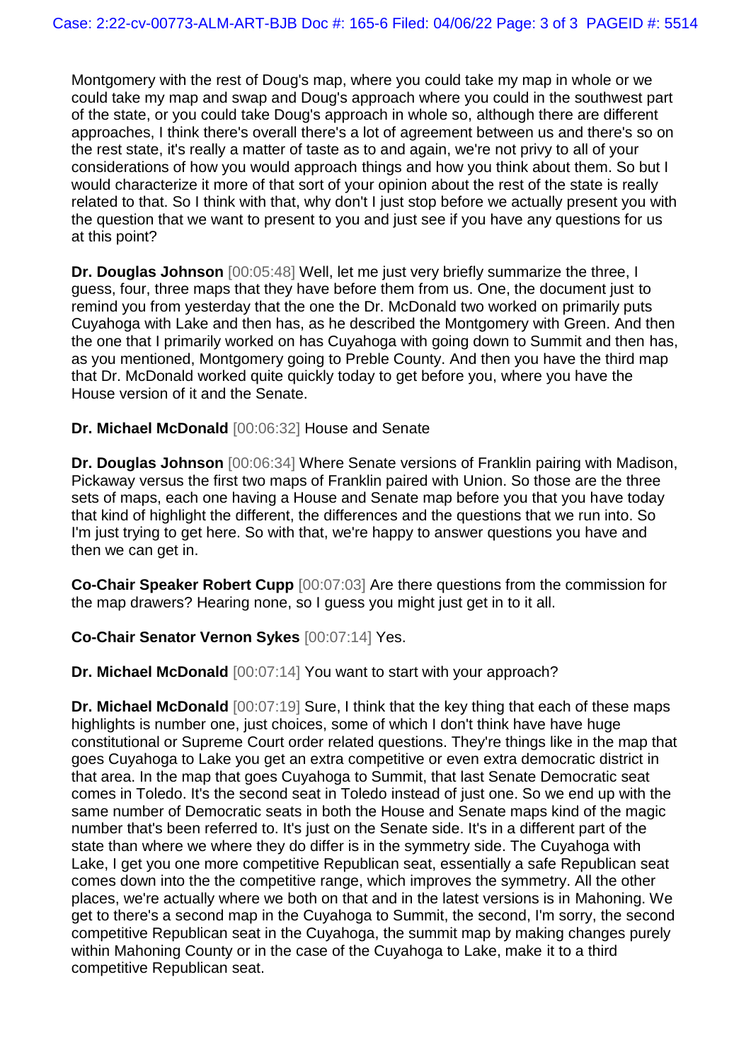Montgomery with the rest of Doug's map, where you could take my map in whole or we could take my map and swap and Doug's approach where you could in the southwest part of the state, or you could take Doug's approach in whole so, although there are different approaches, I think there's overall there's a lot of agreement between us and there's so on the rest state, it's really a matter of taste as to and again, we're not privy to all of your considerations of how you would approach things and how you think about them. So but I would characterize it more of that sort of your opinion about the rest of the state is really related to that. So I think with that, why don't I just stop before we actually present you with the question that we want to present to you and just see if you have any questions for us at this point?

**Dr. Douglas Johnson** [00:05:48] Well, let me just very briefly summarize the three, I guess, four, three maps that they have before them from us. One, the document just to remind you from yesterday that the one the Dr. McDonald two worked on primarily puts Cuyahoga with Lake and then has, as he described the Montgomery with Green. And then the one that I primarily worked on has Cuyahoga with going down to Summit and then has, as you mentioned, Montgomery going to Preble County. And then you have the third map that Dr. McDonald worked quite quickly today to get before you, where you have the House version of it and the Senate.

**Dr. Michael McDonald** [00:06:32] House and Senate

**Dr. Douglas Johnson** [00:06:34] Where Senate versions of Franklin pairing with Madison, Pickaway versus the first two maps of Franklin paired with Union. So those are the three sets of maps, each one having a House and Senate map before you that you have today that kind of highlight the different, the differences and the questions that we run into. So I'm just trying to get here. So with that, we're happy to answer questions you have and then we can get in.

**Co-Chair Speaker Robert Cupp** [00:07:03] Are there questions from the commission for the map drawers? Hearing none, so I guess you might just get in to it all.

**Co-Chair Senator Vernon Sykes** [00:07:14] Yes.

**Dr. Michael McDonald** [00:07:14] You want to start with your approach?

**Dr. Michael McDonald** [00:07:19] Sure, I think that the key thing that each of these maps highlights is number one, just choices, some of which I don't think have have huge constitutional or Supreme Court order related questions. They're things like in the map that goes Cuyahoga to Lake you get an extra competitive or even extra democratic district in that area. In the map that goes Cuyahoga to Summit, that last Senate Democratic seat comes in Toledo. It's the second seat in Toledo instead of just one. So we end up with the same number of Democratic seats in both the House and Senate maps kind of the magic number that's been referred to. It's just on the Senate side. It's in a different part of the state than where we where they do differ is in the symmetry side. The Cuyahoga with Lake, I get you one more competitive Republican seat, essentially a safe Republican seat comes down into the the competitive range, which improves the symmetry. All the other places, we're actually where we both on that and in the latest versions is in Mahoning. We get to there's a second map in the Cuyahoga to Summit, the second, I'm sorry, the second competitive Republican seat in the Cuyahoga, the summit map by making changes purely within Mahoning County or in the case of the Cuyahoga to Lake, make it to a third competitive Republican seat.